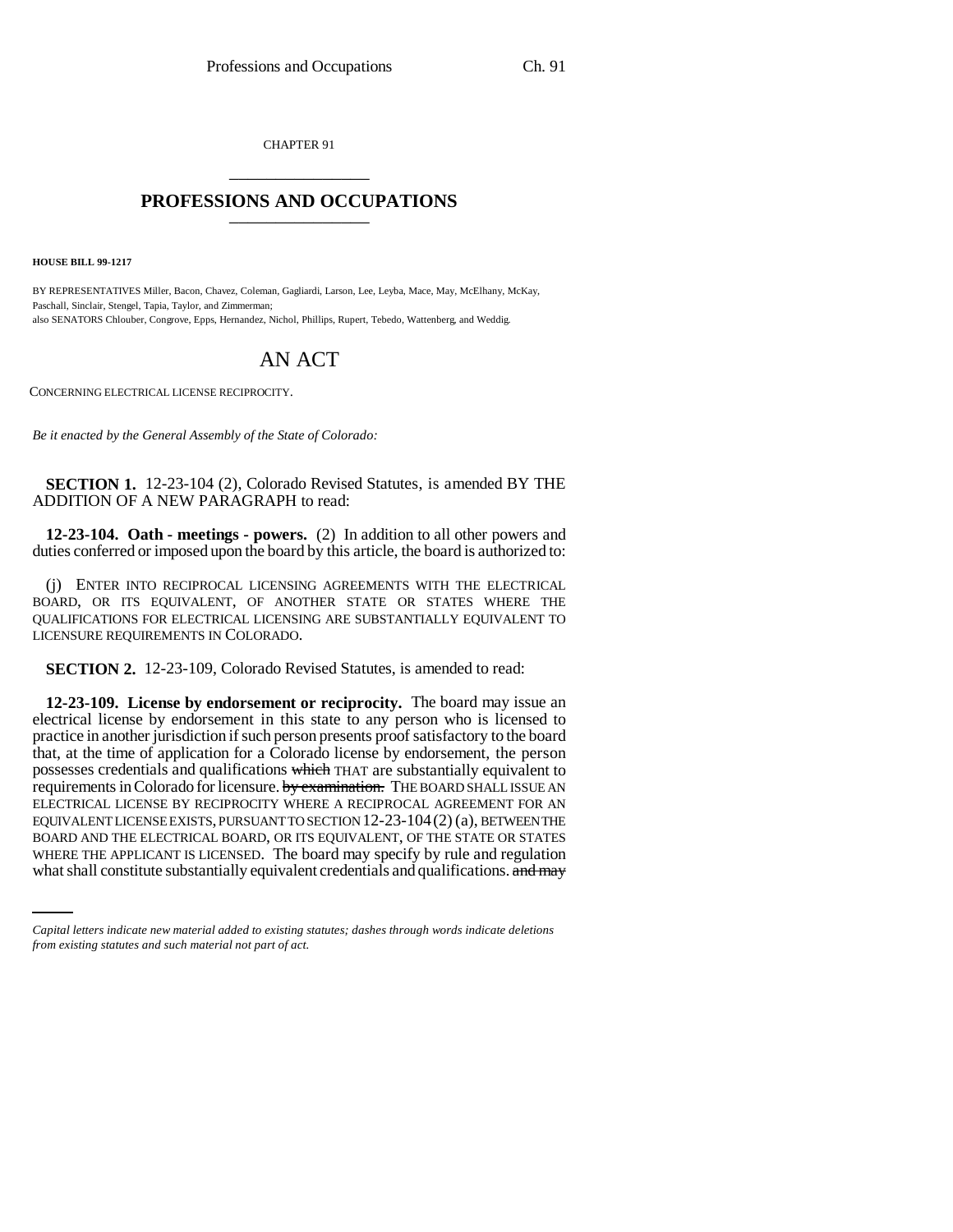CHAPTER 91

## PROFESSIONS AND OCCUPATIONS

**HOUSE BILL 99-1217**

BY REPRESENTATIVES Miller, Bacon, Chavez, Coleman, Gagliardi, Larson, Lee, Leyba, Mace, May, McElhany, McKay, Paschall, Sinclair, Stengel, Tapia, Taylor, and Zimmerman;
also SENATORS Chlouber, Congrove, Epps, Hernandez, Nichol, Phillips, Rupert, Tebedo, Wattenberg, and Weddig.

# AN ACT

CONCERNING ELECTRICAL LICENSE RECIPROCITY.

*Be it enacted by the General Assembly of the State of Colorado:*

**SECTION 1.** 12-23-104 (2), Colorado Revised Statutes, is amended BY THE ADDITION OF A NEW PARAGRAPH to read:

**12-23-104. Oath - meetings - powers.** (2) In addition to all other powers and duties conferred or imposed upon the board by this article, the board is authorized to:

(j) ENTER INTO RECIPROCAL LICENSING AGREEMENTS WITH THE ELECTRICAL BOARD, OR ITS EQUIVALENT, OF ANOTHER STATE OR STATES WHERE THE QUALIFICATIONS FOR ELECTRICAL LICENSING ARE SUBSTANTIALLY EQUIVALENT TO LICENSURE REQUIREMENTS IN COLORADO.

**SECTION 2.** 12-23-109, Colorado Revised Statutes, is amended to read:

**12-23-109. License by endorsement or reciprocity.** The board may issue an electrical license by endorsement in this state to any person who is licensed to practice in another jurisdiction if such person presents proof satisfactory to the board that, at the time of application for a Colorado license by endorsement, the person possesses credentials and qualifications ~~which~~ THAT are substantially equivalent to requirements in Colorado for licensure. ~~by examination.~~ THE BOARD SHALL ISSUE AN ELECTRICAL LICENSE BY RECIPROCITY WHERE A RECIPROCAL AGREEMENT FOR AN EQUIVALENT LICENSE EXISTS, PURSUANT TO SECTION 12-23-104 (2) (a), BETWEEN THE BOARD AND THE ELECTRICAL BOARD, OR ITS EQUIVALENT, OF THE STATE OR STATES WHERE THE APPLICANT IS LICENSED. The board may specify by rule and regulation what shall constitute substantially equivalent credentials and qualifications. ~~and may~~

*Capital letters indicate new material added to existing statutes; dashes through words indicate deletions from existing statutes and such material not part of act.*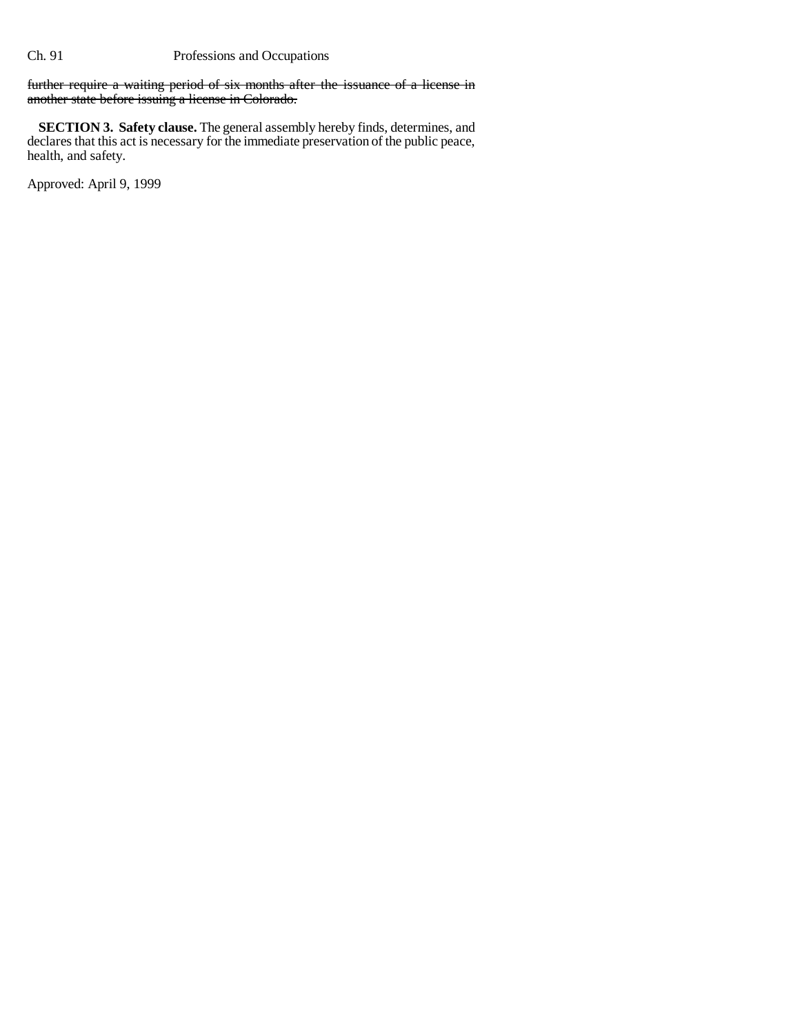~~further require a waiting period of six months after the issuance of a license in another state before issuing a license in Colorado.~~

**SECTION 3. Safety clause.** The general assembly hereby finds, determines, and declares that this act is necessary for the immediate preservation of the public peace, health, and safety.

Approved: April 9, 1999